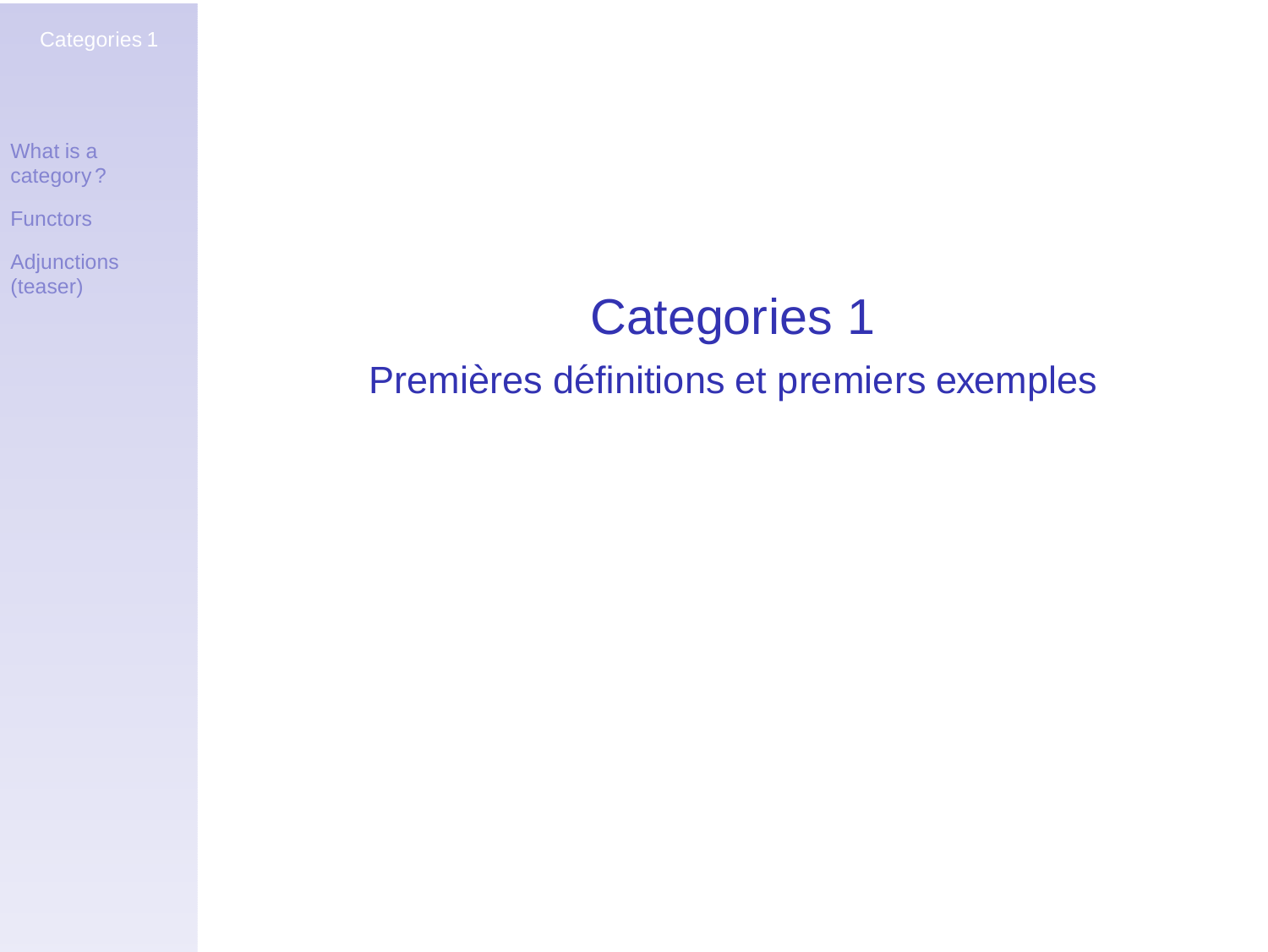# Categories 1

## Premières définitions et premiers exemples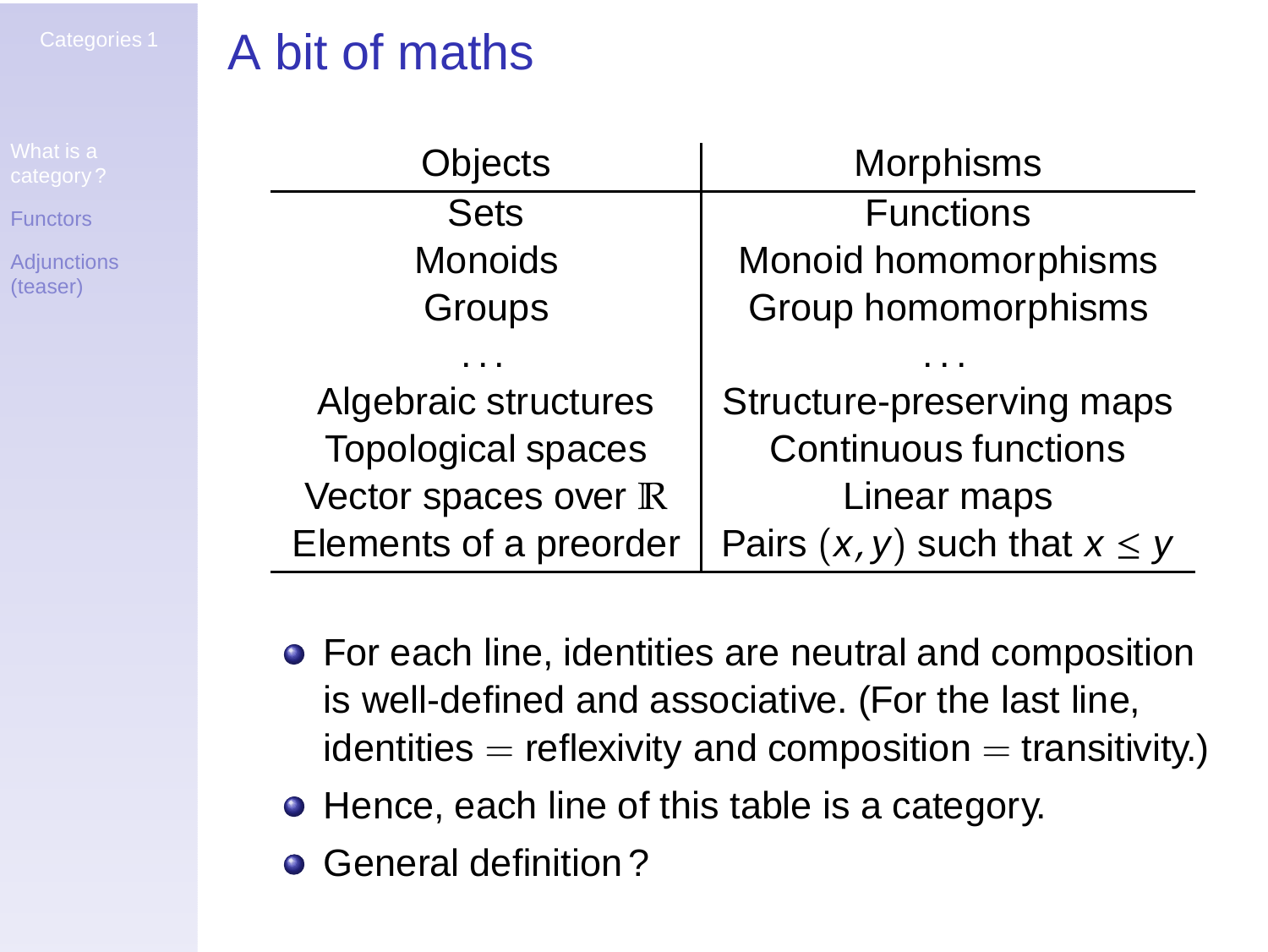# A bit of maths

| Objects | Morphisms |
|---|---|
| Sets | Functions |
| Monoids | Monoid homomorphisms |
| Groups | Group homomorphisms |
| ... | ... |
| Algebraic structures | Structure-preserving maps |
| Topological spaces | Continuous functions |
| Vector spaces over $\mathbb{R}$ | Linear maps |
| Elements of a preorder | Pairs $(x, y)$ such that $x \leq y$ |

- For each line, identities are neutral and composition is well-defined and associative. (For the last line, identities $=$ reflexivity and composition $=$ transitivity.)
- Hence, each line of this table is a category.
- General definition ?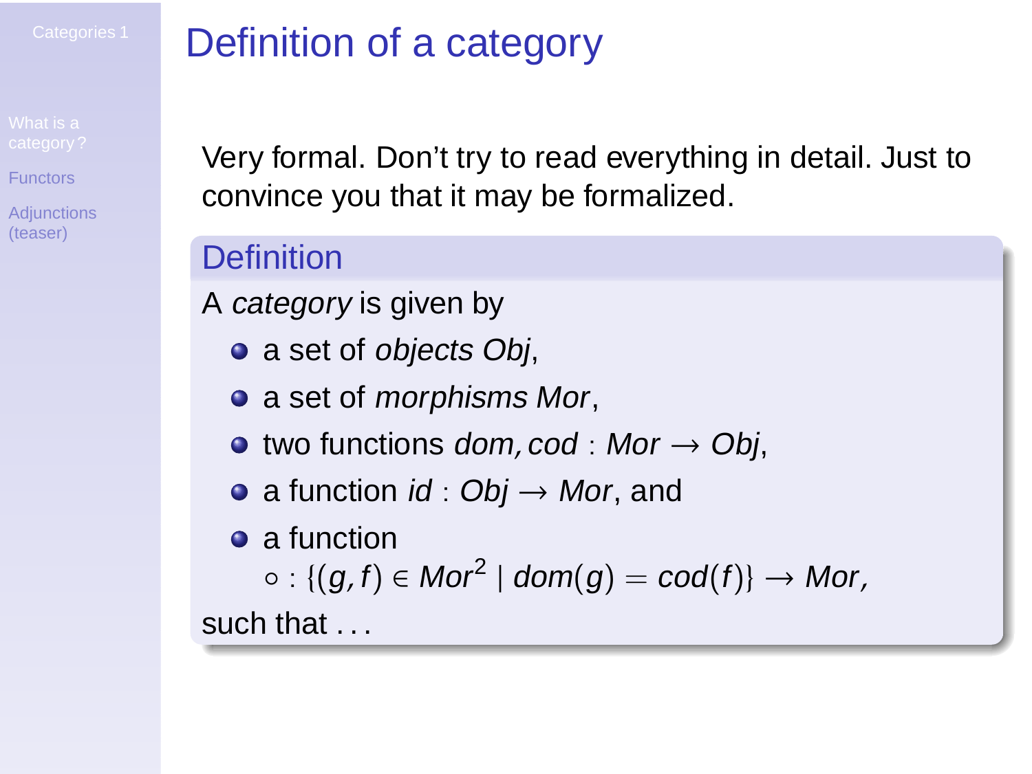# Definition of a category

Very formal. Don't try to read everything in detail. Just to convince you that it may be formalized.

### Definition

A *category* is given by

- a set of *objects* $Obj$,
- a set of *morphisms* $Mor$,
- two functions $dom, cod : Mor \to Obj$,
- a function $id : Obj \to Mor$, and
- a function $\circ : \{(g, f) \in Mor^2 \mid dom(g) = cod(f)\} \to Mor$,

such that ...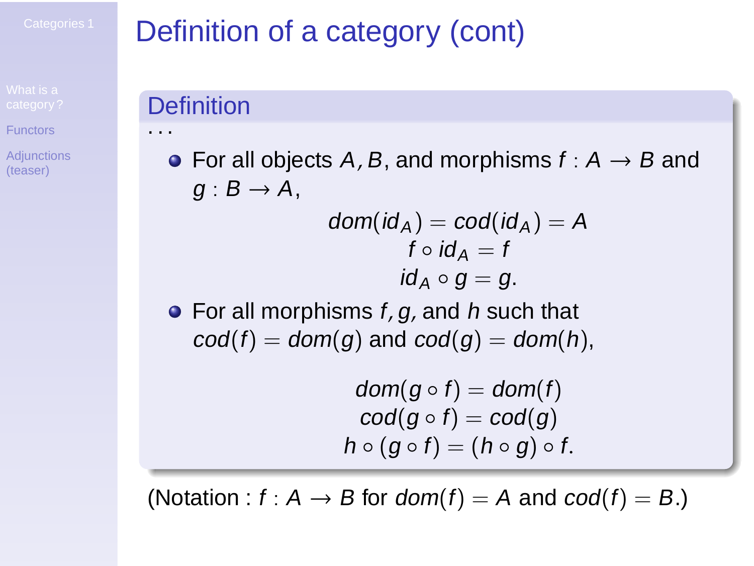# Definition of a category (cont)

## Definition

...

- For all objects $A, B$, and morphisms $f : A \to B$ and $g : B \to A$,

$$dom(id_A) = cod(id_A) = A$$
$$f \circ id_A = f$$
$$id_A \circ g = g.$$

- For all morphisms $f, g,$ and $h$ such that $cod(f) = dom(g)$ and $cod(g) = dom(h)$,

$$dom(g \circ f) = dom(f)$$
$$cod(g \circ f) = cod(g)$$
$$h \circ (g \circ f) = (h \circ g) \circ f.$$

(Notation : $f : A \to B$ for $dom(f) = A$ and $cod(f) = B$.)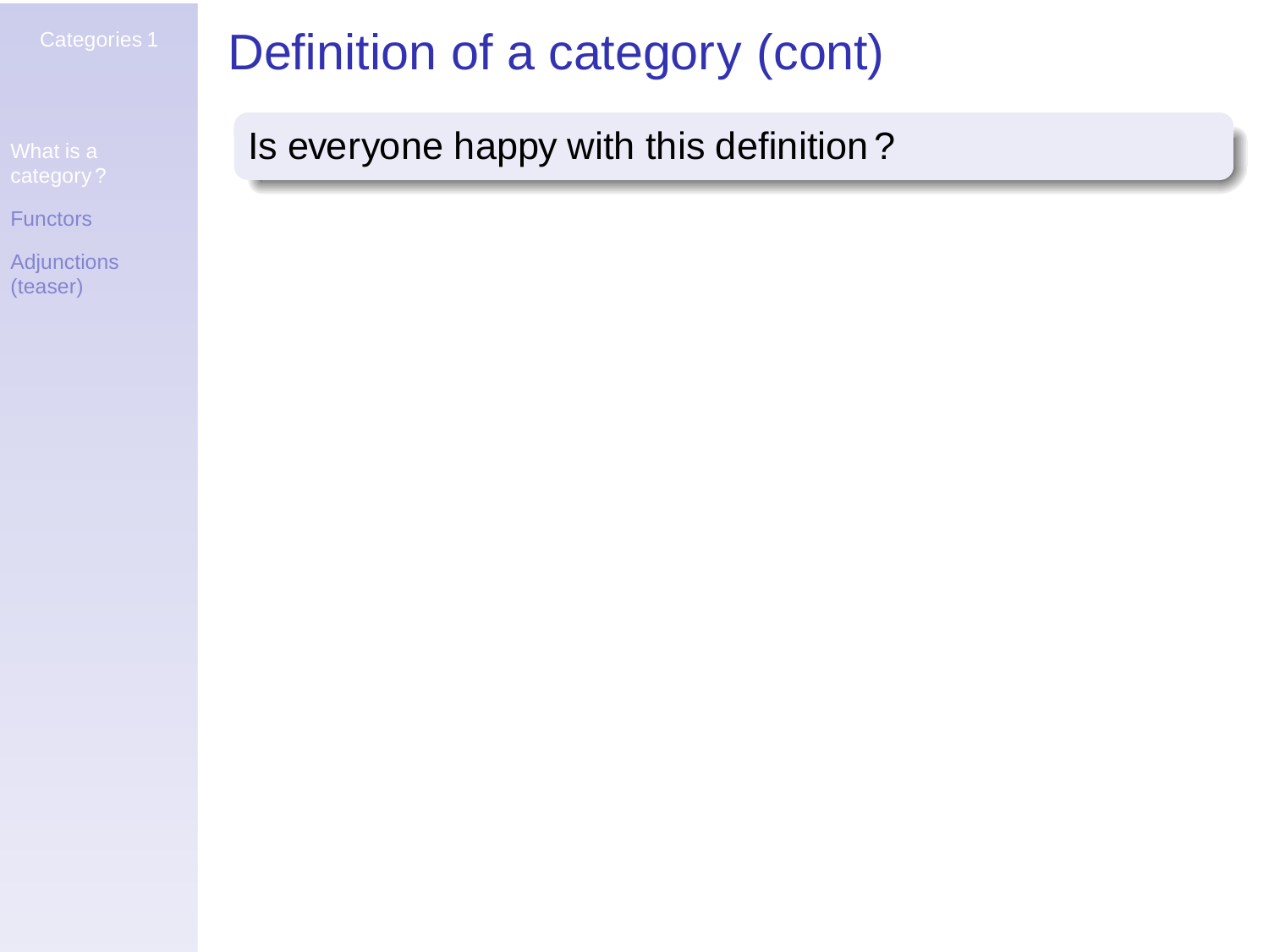# Definition of a category (cont)

Is everyone happy with this definition?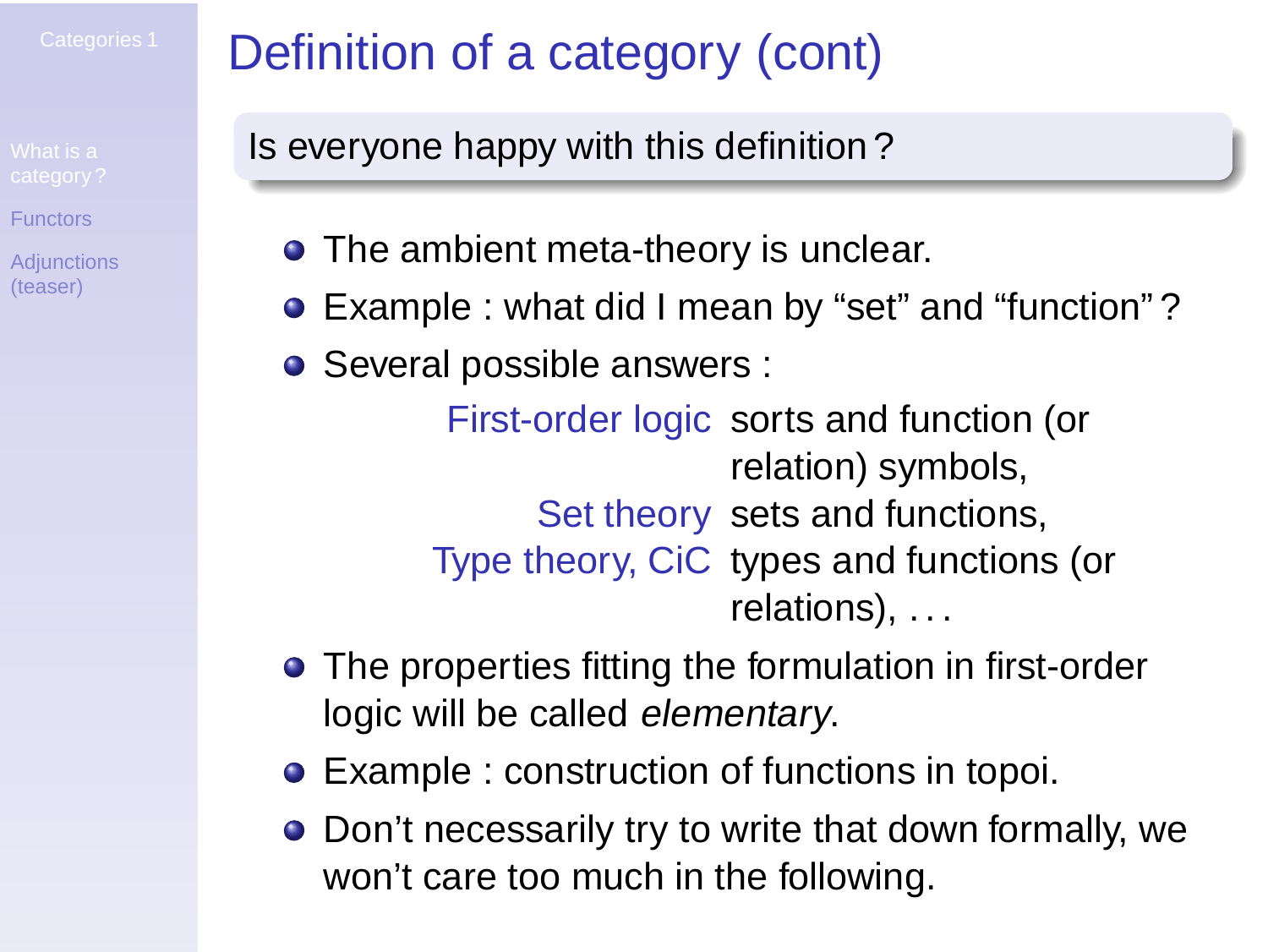# Definition of a category (cont)

**Is everyone happy with this definition ?**

- The ambient meta-theory is unclear.
- Example : what did I mean by “set” and “function” ?
- Several possible answers :

| | |
|---|---|
| First-order logic | sorts and function (or relation) symbols, |
| Set theory | sets and functions, |
| Type theory, CiC | types and functions (or relations), . . . |

- The properties fitting the formulation in first-order logic will be called *elementary*.
- Example : construction of functions in topoi.
- Don’t necessarily try to write that down formally, we won’t care too much in the following.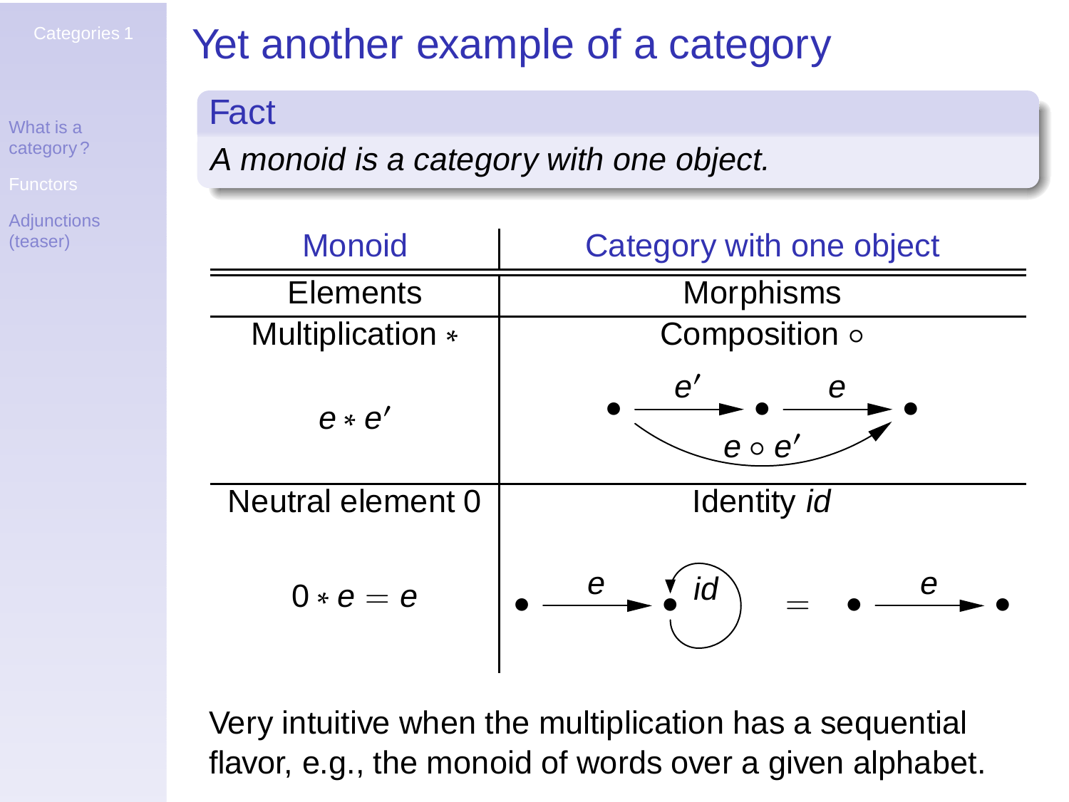# Yet another example of a category

**Fact**

*A monoid is a category with one object.*

| Monoid | Category with one object |
|---|---|
| Elements | Morphisms |
| Multiplication $*$ | Composition $\circ$ |
| $e * e'$ | $\bullet \xrightarrow{e'} \bullet \xrightarrow{e} \bullet$ (with $e \circ e'$ from first to last) |
| Neutral element 0 | Identity *id* |
| $0 * e = e$ | $\bullet \xrightarrow{e} \bullet \circlearrowleft id \;=\; \bullet \xrightarrow{e} \bullet$ |

Very intuitive when the multiplication has a sequential flavor, e.g., the monoid of words over a given alphabet.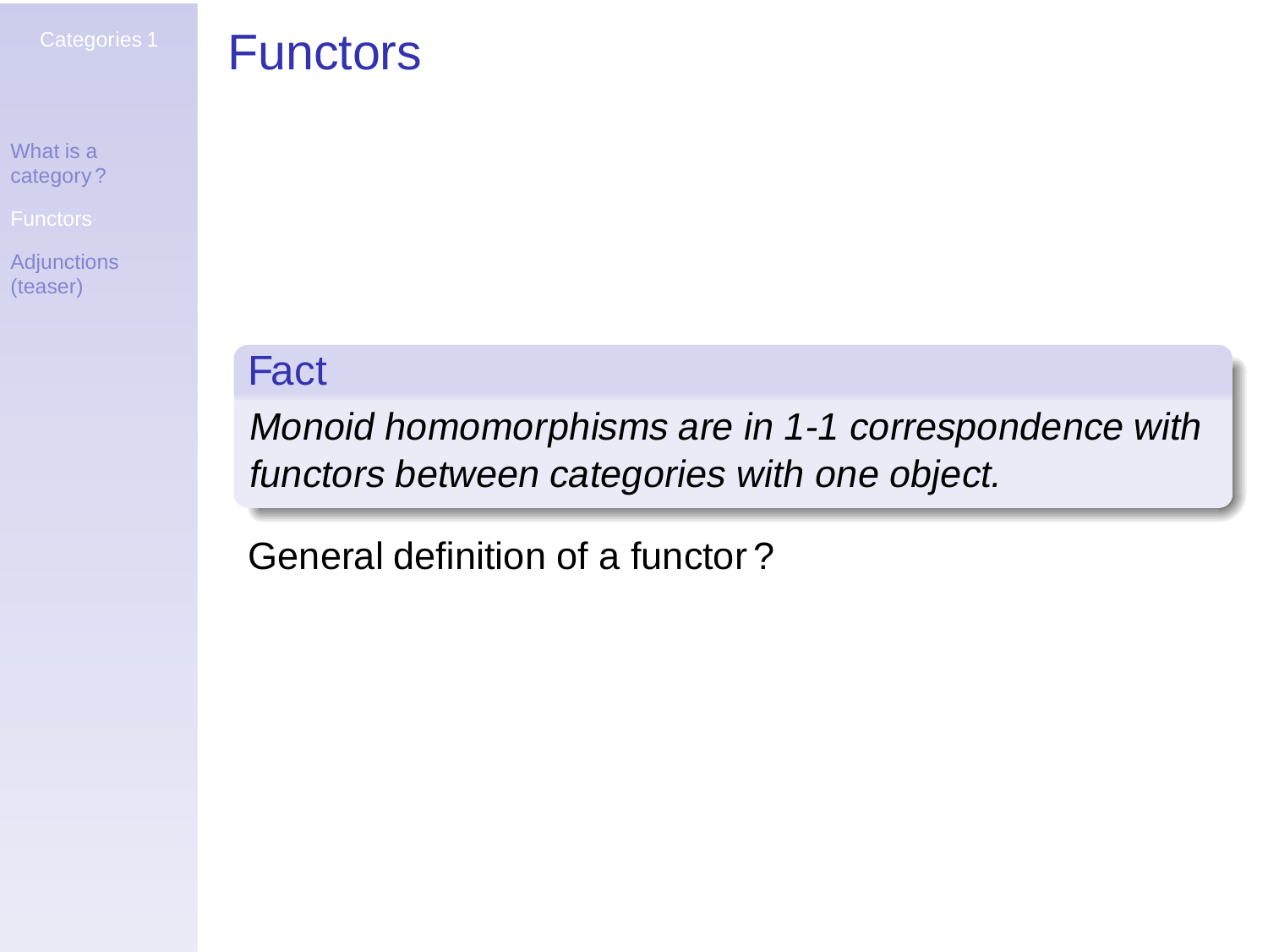# Functors

## Fact

*Monoid homomorphisms are in 1-1 correspondence with functors between categories with one object.*

General definition of a functor ?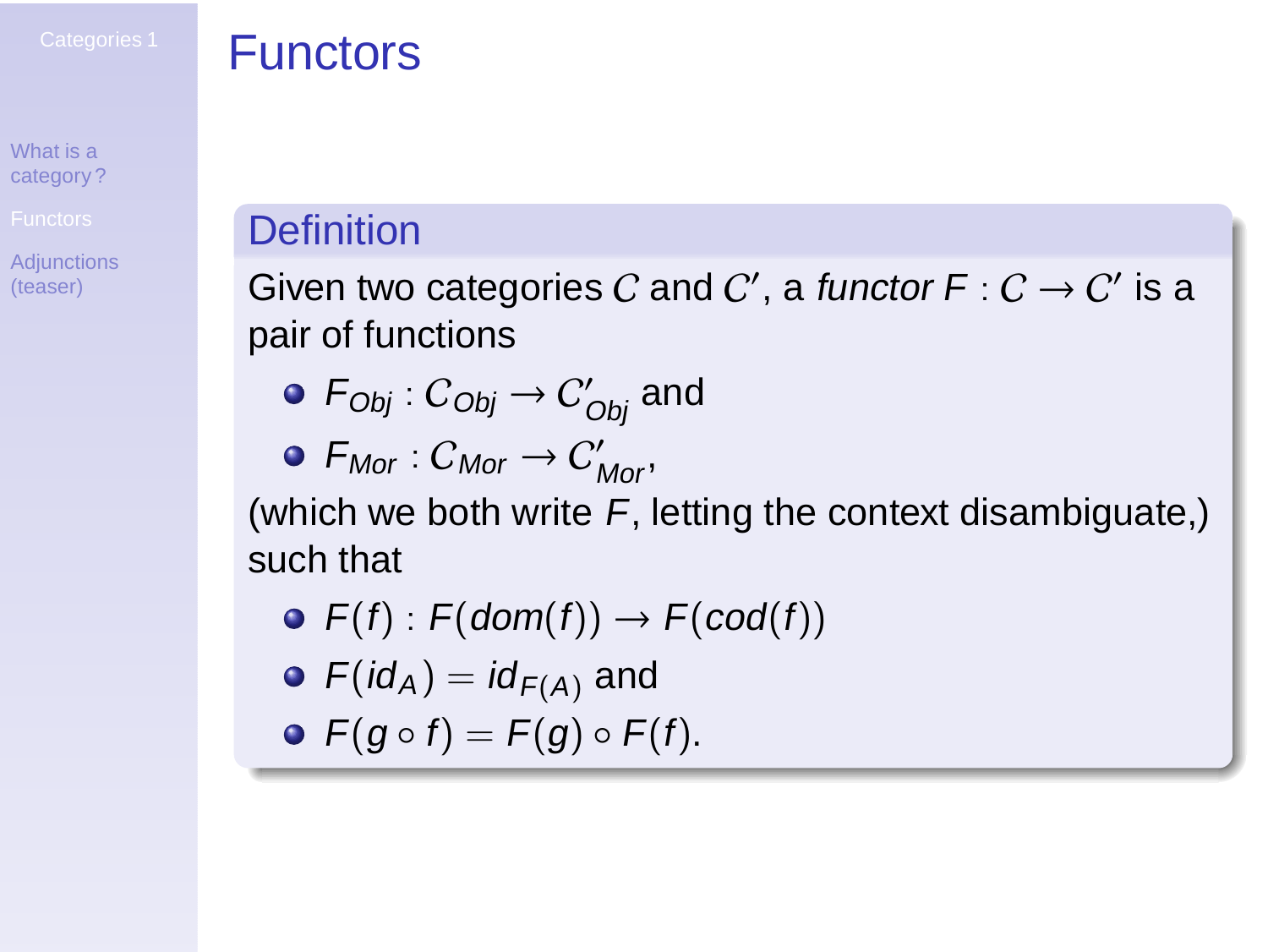# Functors

## Definition

Given two categories $\mathcal{C}$ and $\mathcal{C}'$, a *functor* $F : \mathcal{C} \to \mathcal{C}'$ is a pair of functions

- $F_{Obj} : \mathcal{C}_{Obj} \to \mathcal{C}'_{Obj}$ and
- $F_{Mor} : \mathcal{C}_{Mor} \to \mathcal{C}'_{Mor}$,

(which we both write $F$, letting the context disambiguate,) such that

- $F(f) : F(dom(f)) \to F(cod(f))$
- $F(id_A) = id_{F(A)}$ and
- $F(g \circ f) = F(g) \circ F(f)$.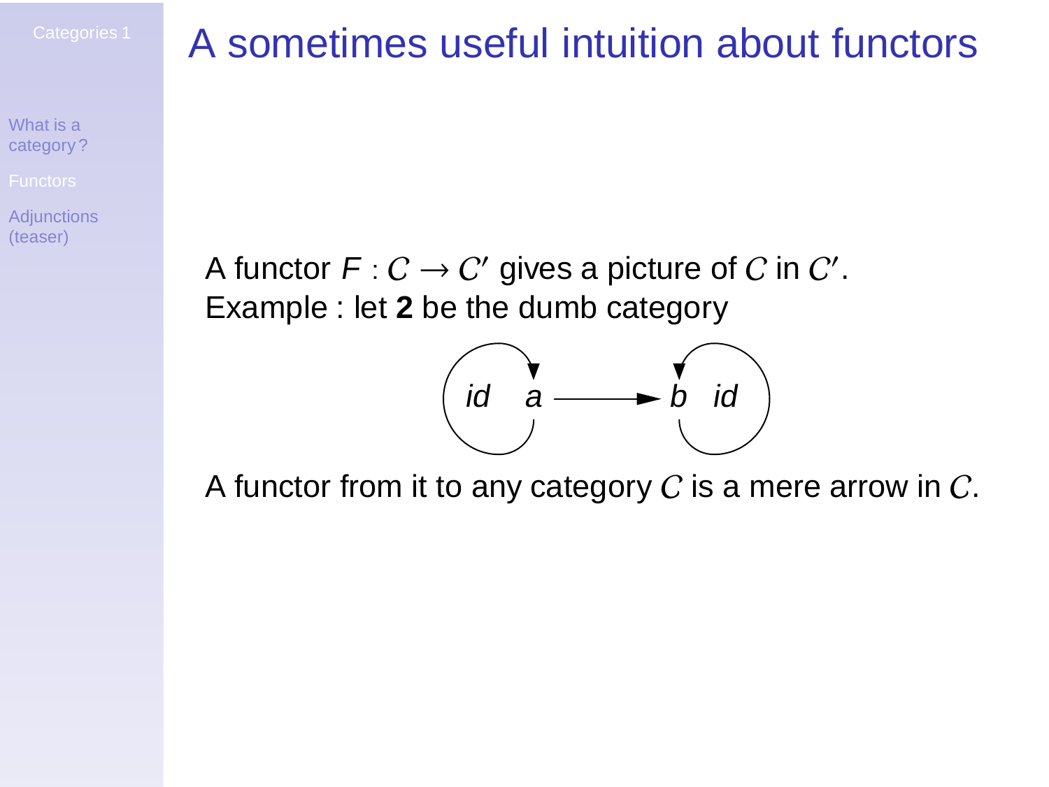# A sometimes useful intuition about functors

A functor $F : \mathcal{C} \to \mathcal{C}'$ gives a picture of $\mathcal{C}$ in $\mathcal{C}'$.
Example : let **2** be the dumb category

$$\overset{id}{\circlearrowright} a \longrightarrow b \overset{id}{\circlearrowleft}$$

A functor from it to any category $\mathcal{C}$ is a mere arrow in $\mathcal{C}$.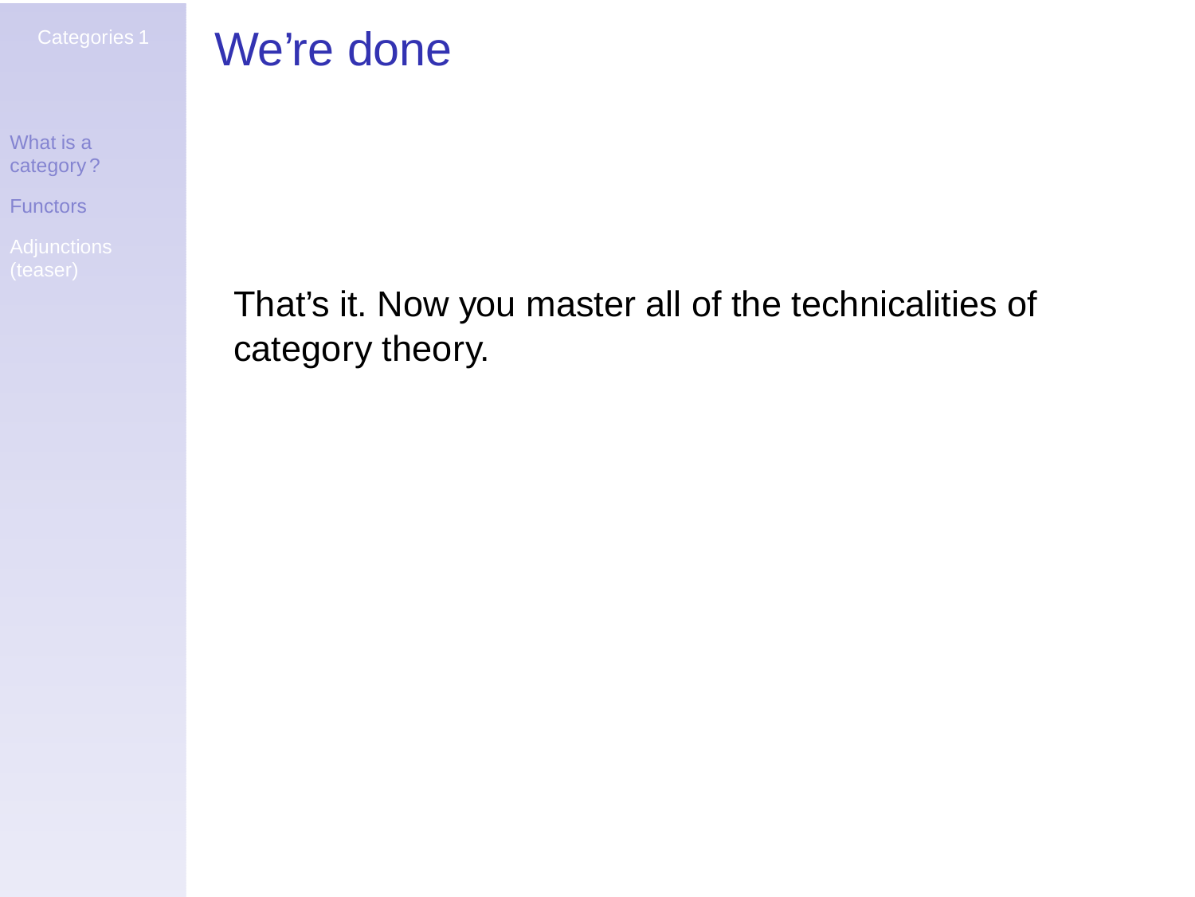# We're done

That's it. Now you master all of the technicalities of category theory.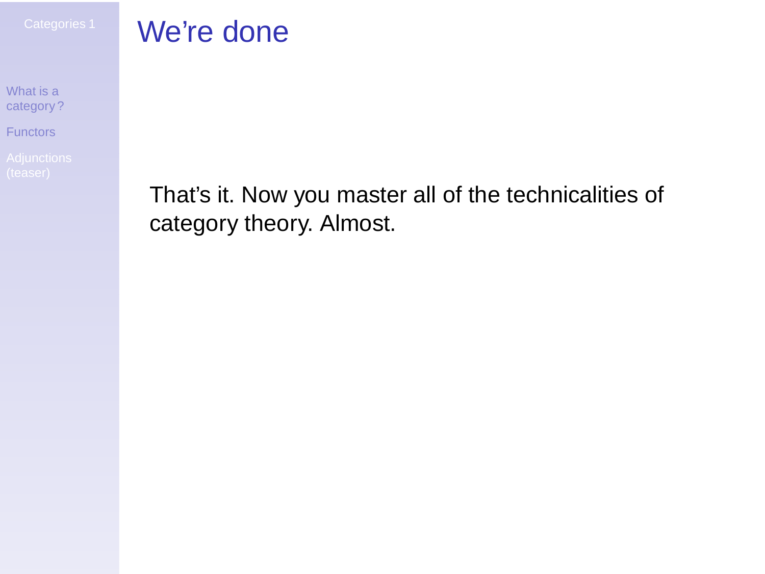# We're done

That's it. Now you master all of the technicalities of category theory. Almost.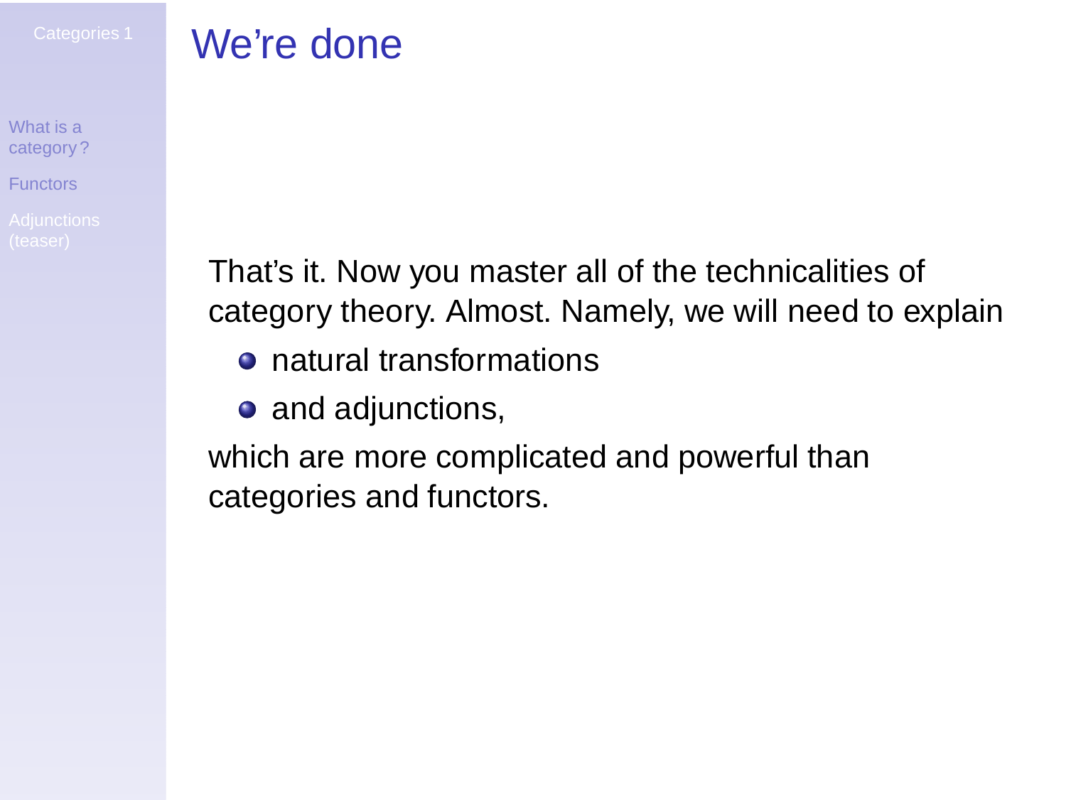# We're done

That's it. Now you master all of the technicalities of category theory. Almost. Namely, we will need to explain

- natural transformations
- and adjunctions,

which are more complicated and powerful than categories and functors.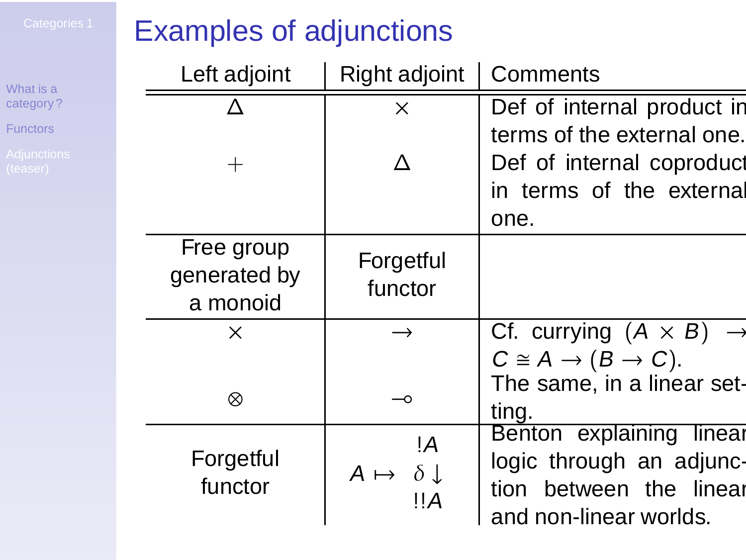# Examples of adjunctions

| Left adjoint | Right adjoint | Comments |
| --- | --- | --- |
| $\Delta$ | $\times$ | Def of internal product in terms of the external one. |
| $+$ | $\Delta$ | Def of internal coproduct in terms of the external one. |
| Free group generated by a monoid | Forgetful functor | |
| $\times$ | $\rightarrow$ | Cf. currying $(A \times B) \rightarrow C \cong A \rightarrow (B \rightarrow C)$. |
| $\otimes$ | $\multimap$ | The same, in a linear setting. |
| Forgetful functor | $A \mapsto \begin{array}{c} !A \\ \delta \downarrow \\ !!A \end{array}$ | Benton explaining linear logic through an adjunction between the linear and non-linear worlds. |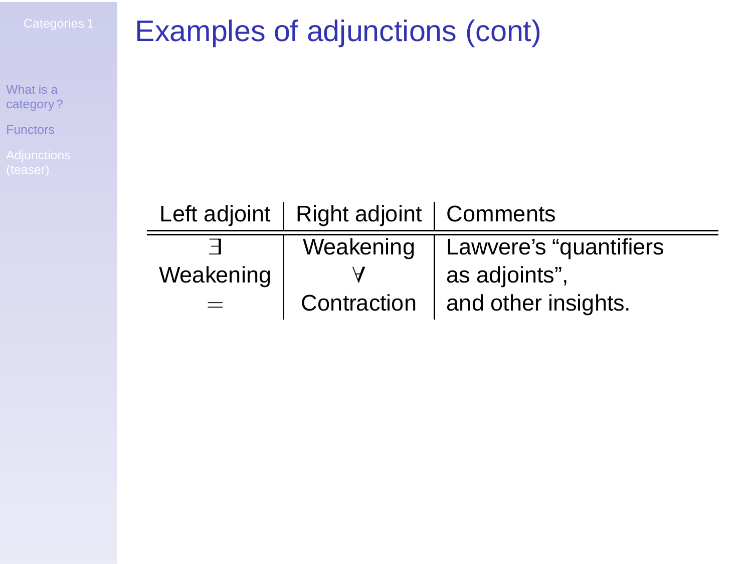# Examples of adjunctions (cont)

| Left adjoint | Right adjoint | Comments |
| --- | --- | --- |
| $\exists$ | Weakening | Lawvere's "quantifiers |
| Weakening | $\forall$ | as adjoints", |
| $=$ | Contraction | and other insights. |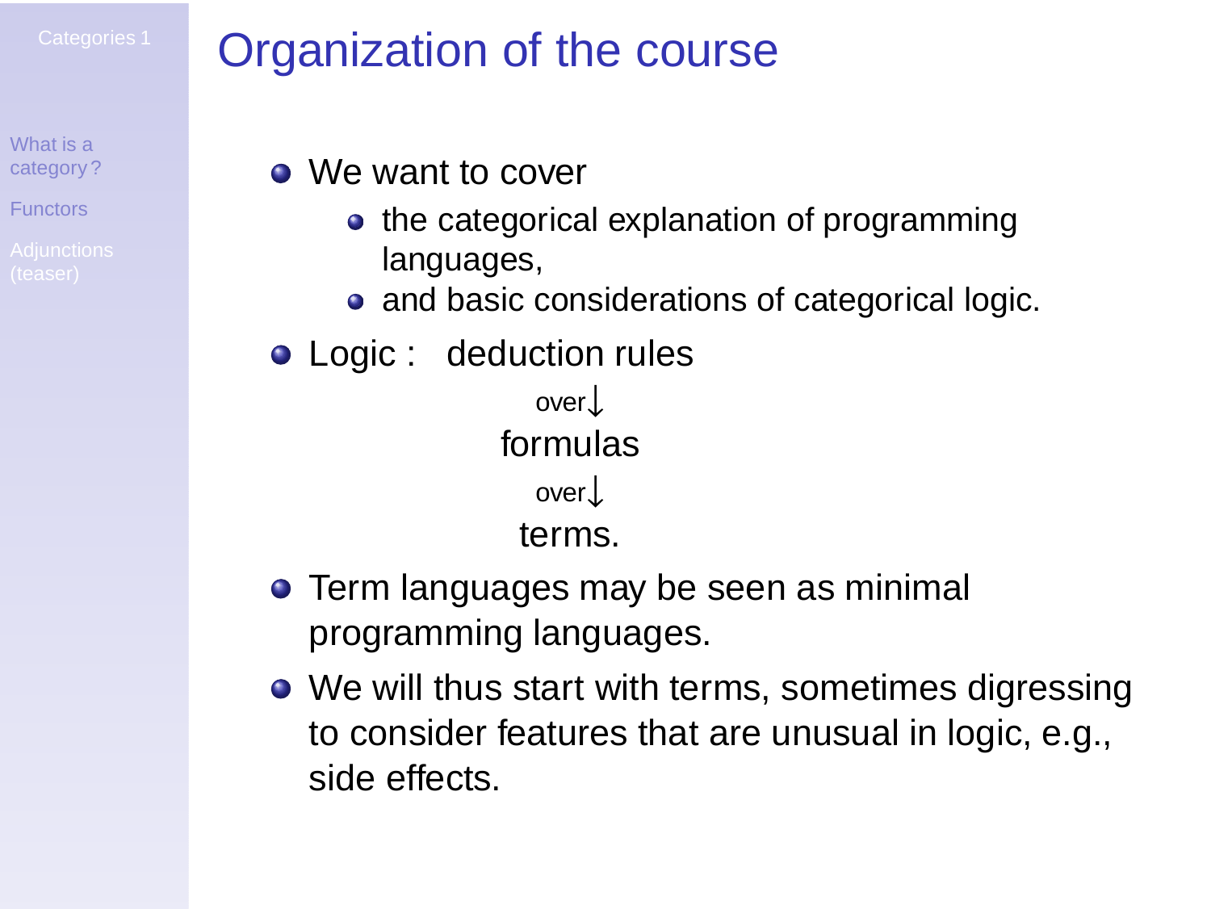# Organization of the course

- We want to cover
  - the categorical explanation of programming languages,
  - and basic considerations of categorical logic.
- Logic : deduction rules

  over $\downarrow$

  formulas

  over $\downarrow$

  terms.
- Term languages may be seen as minimal programming languages.
- We will thus start with terms, sometimes digressing to consider features that are unusual in logic, e.g., side effects.